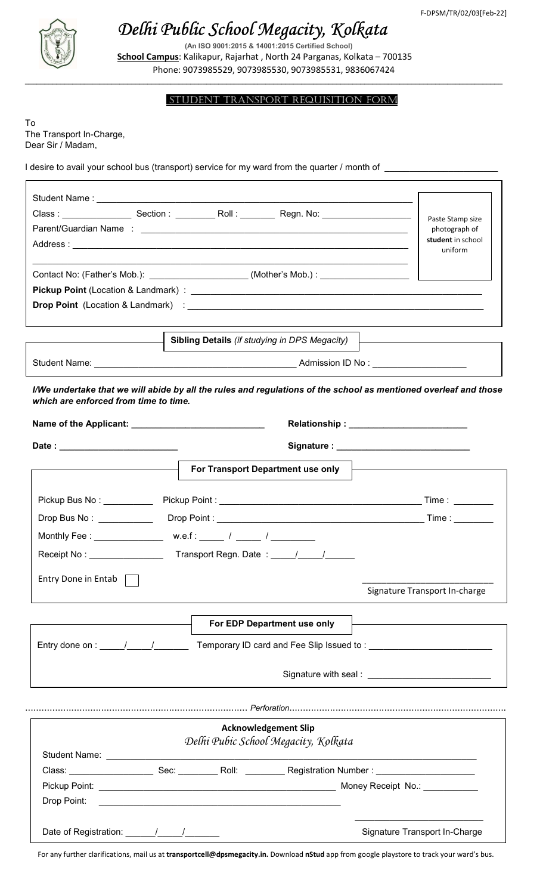F-DPSM/TR/02/03[Feb-22]

# Delhi Public School Megacity, Kolkata

**(An ISO 9001:2015 & 14001:2015 Certified School)**

**School Campus**: Kalikapur, Rajarhat , North 24 Parganas, Kolkata – 700135

Phone: 9073985529, 9073985530, 9073985531, 9836067424

## STUDENT TRANSPORT REQUISITION FORM

To
The Transport In-Charge,
Dear Sir / Madam,

I desire to avail your school bus (transport) service for my ward from the quarter / month of ____________________

Student Name : ____________________

Class : ____________ Section : ________ Roll : ________ Regn. No: ____________

Parent/Guardian Name : ____________________

Address : ____________________

____________________

Paste Stamp size photograph of **student** in school uniform

Contact No: (Father's Mob.): ____________ (Mother's Mob.) : ____________

**Pickup Point** (Location & Landmark) : ____________________

**Drop Point** (Location & Landmark) : ____________________

**Sibling Details** *(if studying in DPS Megacity)*

Student Name: ____________________ Admission ID No : ____________

***I/We undertake that we will abide by all the rules and regulations of the school as mentioned overleaf and those which are enforced from time to time.***

**Name of the Applicant: ____________________** **Relationship : ____________________**

**Date : ____________________** **Signature : ____________________**

**For Transport Department use only**

Pickup Bus No : ________ Pickup Point : ____________________ Time : ________

Drop Bus No : ________ Drop Point : ____________________ Time : ________

Monthly Fee : ____________ w.e.f : _____ / _____ / ________

Receipt No : ____________ Transport Regn. Date : ____/____/_____

Entry Done in Entab ☐

____________________
Signature Transport In-charge

**For EDP Department use only**

Entry done on : ____/____/_______ Temporary ID card and Fee Slip Issued to : ____________________

Signature with seal : ____________________

................................................................ *Perforation* ................................................................

**Acknowledgement Slip**

*Delhi Pubic School Megacity, Kolkata*

Student Name: ____________________

Class: ____________ Sec: ________ Roll: ________ Registration Number : ____________

Pickup Point: ____________________ Money Receipt No.: ____________

Drop Point: ____________________

Date of Registration: _____/_____/_______

____________________
Signature Transport In-Charge

For any further clarifications, mail us at **transportcell@dpsmegacity.in.** Download **nStud** app from google playstore to track your ward's bus.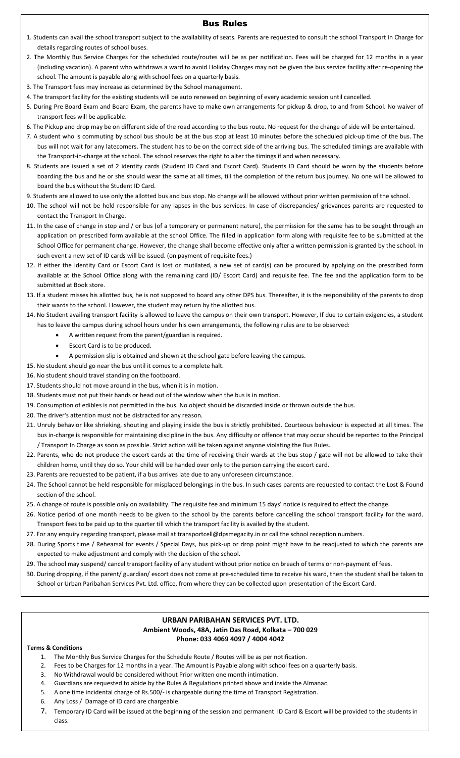# Bus Rules

1. Students can avail the school transport subject to the availability of seats. Parents are requested to consult the school Transport In Charge for details regarding routes of school buses.
2. The Monthly Bus Service Charges for the scheduled route/routes will be as per notification. Fees will be charged for 12 months in a year (including vacation). A parent who withdraws a ward to avoid Holiday Charges may not be given the bus service facility after re-opening the school. The amount is payable along with school fees on a quarterly basis.
3. The Transport fees may increase as determined by the School management.
4. The transport facility for the existing students will be auto renewed on beginning of every academic session until cancelled.
5. During Pre Board Exam and Board Exam, the parents have to make own arrangements for pickup & drop, to and from School. No waiver of transport fees will be applicable.
6. The Pickup and drop may be on different side of the road according to the bus route. No request for the change of side will be entertained.
7. A student who is commuting by school bus should be at the bus stop at least 10 minutes before the scheduled pick-up time of the bus. The bus will not wait for any latecomers. The student has to be on the correct side of the arriving bus. The scheduled timings are available with the Transport-in-charge at the school. The school reserves the right to alter the timings if and when necessary.
8. Students are issued a set of 2 identity cards (Student ID Card and Escort Card). Students ID Card should be worn by the students before boarding the bus and he or she should wear the same at all times, till the completion of the return bus journey. No one will be allowed to board the bus without the Student ID Card.
9. Students are allowed to use only the allotted bus and bus stop. No change will be allowed without prior written permission of the school.
10. The school will not be held responsible for any lapses in the bus services. In case of discrepancies/ grievances parents are requested to contact the Transport In Charge.
11. In the case of change in stop and / or bus (of a temporary or permanent nature), the permission for the same has to be sought through an application on prescribed form available at the school Office. The filled in application form along with requisite fee to be submitted at the School Office for permanent change. However, the change shall become effective only after a written permission is granted by the school. In such event a new set of ID cards will be issued. (on payment of requisite fees.)
12. If either the Identity Card or Escort Card is lost or mutilated, a new set of card(s) can be procured by applying on the prescribed form available at the School Office along with the remaining card (ID/ Escort Card) and requisite fee. The fee and the application form to be submitted at Book store.
13. If a student misses his allotted bus, he is not supposed to board any other DPS bus. Thereafter, it is the responsibility of the parents to drop their wards to the school. However, the student may return by the allotted bus.
14. No Student availing transport facility is allowed to leave the campus on their own transport. However, If due to certain exigencies, a student has to leave the campus during school hours under his own arrangements, the following rules are to be observed:
    - A written request from the parent/guardian is required.
    - Escort Card is to be produced.
    - A permission slip is obtained and shown at the school gate before leaving the campus.
15. No student should go near the bus until it comes to a complete halt.
16. No student should travel standing on the footboard.
17. Students should not move around in the bus, when it is in motion.
18. Students must not put their hands or head out of the window when the bus is in motion.
19. Consumption of edibles is not permitted in the bus. No object should be discarded inside or thrown outside the bus.
20. The driver's attention must not be distracted for any reason.
21. Unruly behavior like shrieking, shouting and playing inside the bus is strictly prohibited. Courteous behaviour is expected at all times. The bus in-charge is responsible for maintaining discipline in the bus. Any difficulty or offence that may occur should be reported to the Principal / Transport In Charge as soon as possible. Strict action will be taken against anyone violating the Bus Rules.
22. Parents, who do not produce the escort cards at the time of receiving their wards at the bus stop / gate will not be allowed to take their children home, until they do so. Your child will be handed over only to the person carrying the escort card.
23. Parents are requested to be patient, if a bus arrives late due to any unforeseen circumstance.
24. The School cannot be held responsible for misplaced belongings in the bus. In such cases parents are requested to contact the Lost & Found section of the school.
25. A change of route is possible only on availability. The requisite fee and minimum 15 days' notice is required to effect the change.
26. Notice period of one month needs to be given to the school by the parents before cancelling the school transport facility for the ward. Transport fees to be paid up to the quarter till which the transport facility is availed by the student.
27. For any enquiry regarding transport, please mail at transportcell@dpsmegacity.in or call the school reception numbers.
28. During Sports time / Rehearsal for events / Special Days, bus pick-up or drop point might have to be readjusted to which the parents are expected to make adjustment and comply with the decision of the school.
29. The school may suspend/ cancel transport facility of any student without prior notice on breach of terms or non-payment of fees.
30. During dropping, if the parent/ guardian/ escort does not come at pre-scheduled time to receive his ward, then the student shall be taken to School or Urban Paribahan Services Pvt. Ltd. office, from where they can be collected upon presentation of the Escort Card.

## URBAN PARIBAHAN SERVICES PVT. LTD.

**Ambient Woods, 48A, Jatin Das Road, Kolkata – 700 029**

**Phone: 033 4069 4097 / 4004 4042**

**Terms & Conditions**

1. The Monthly Bus Service Charges for the Schedule Route / Routes will be as per notification.
2. Fees to be Charges for 12 months in a year. The Amount is Payable along with school fees on a quarterly basis.
3. No Withdrawal would be considered without Prior written one month intimation.
4. Guardians are requested to abide by the Rules & Regulations printed above and inside the Almanac.
5. A one time incidental charge of Rs.500/- is chargeable during the time of Transport Registration.
6. Any Loss / Damage of ID card are chargeable.
7. Temporary ID Card will be issued at the beginning of the session and permanent ID Card & Escort will be provided to the students in class.